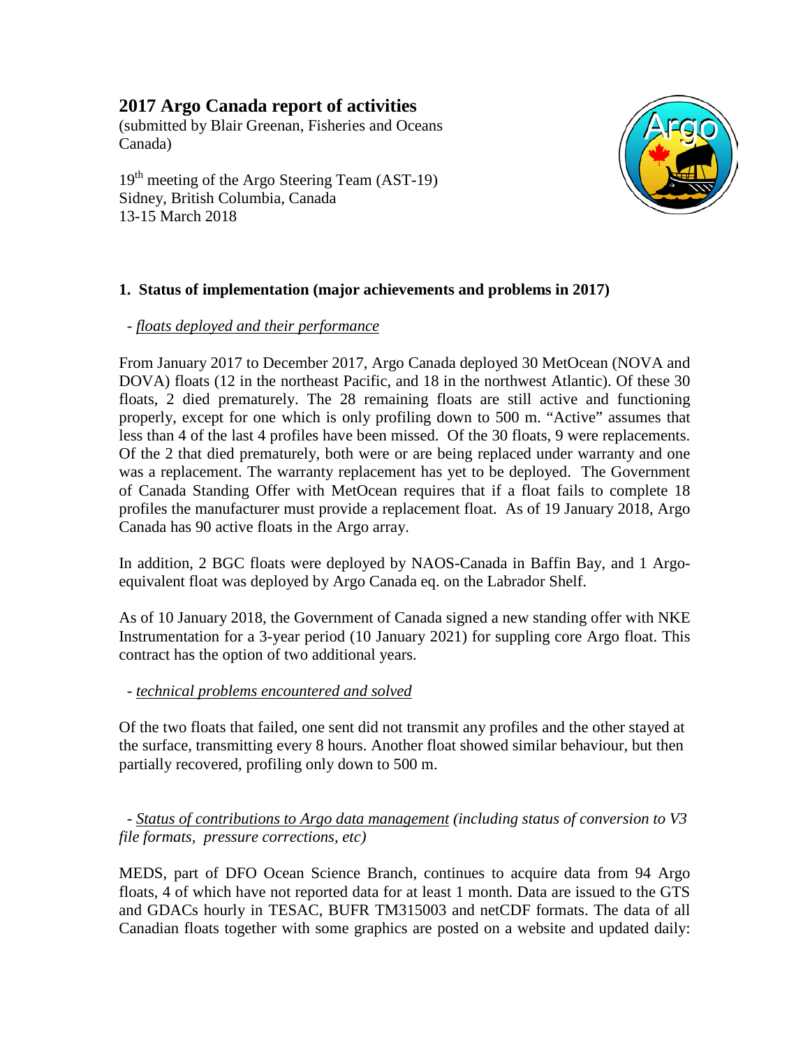# 2017 Argo Canada report of activities

(submitted by Blair Greenan, Fisheries and Oceans Canada)

19th meeting of the Argo Steering Team (AST-19)
Sidney, British Columbia, Canada
13-15 March 2018

## 1. Status of implementation (major achievements and problems in 2017)

- *floats deployed and their performance*

From January 2017 to December 2017, Argo Canada deployed 30 MetOcean (NOVA and DOVA) floats (12 in the northeast Pacific, and 18 in the northwest Atlantic). Of these 30 floats, 2 died prematurely. The 28 remaining floats are still active and functioning properly, except for one which is only profiling down to 500 m. "Active" assumes that less than 4 of the last 4 profiles have been missed. Of the 30 floats, 9 were replacements. Of the 2 that died prematurely, both were or are being replaced under warranty and one was a replacement. The warranty replacement has yet to be deployed. The Government of Canada Standing Offer with MetOcean requires that if a float fails to complete 18 profiles the manufacturer must provide a replacement float. As of 19 January 2018, Argo Canada has 90 active floats in the Argo array.

In addition, 2 BGC floats were deployed by NAOS-Canada in Baffin Bay, and 1 Argo-equivalent float was deployed by Argo Canada eq. on the Labrador Shelf.

As of 10 January 2018, the Government of Canada signed a new standing offer with NKE Instrumentation for a 3-year period (10 January 2021) for suppling core Argo float. This contract has the option of two additional years.

- *technical problems encountered and solved*

Of the two floats that failed, one sent did not transmit any profiles and the other stayed at the surface, transmitting every 8 hours. Another float showed similar behaviour, but then partially recovered, profiling only down to 500 m.

- *Status of contributions to Argo data management (including status of conversion to V3 file formats, pressure corrections, etc)*

MEDS, part of DFO Ocean Science Branch, continues to acquire data from 94 Argo floats, 4 of which have not reported data for at least 1 month. Data are issued to the GTS and GDACs hourly in TESAC, BUFR TM315003 and netCDF formats. The data of all Canadian floats together with some graphics are posted on a website and updated daily: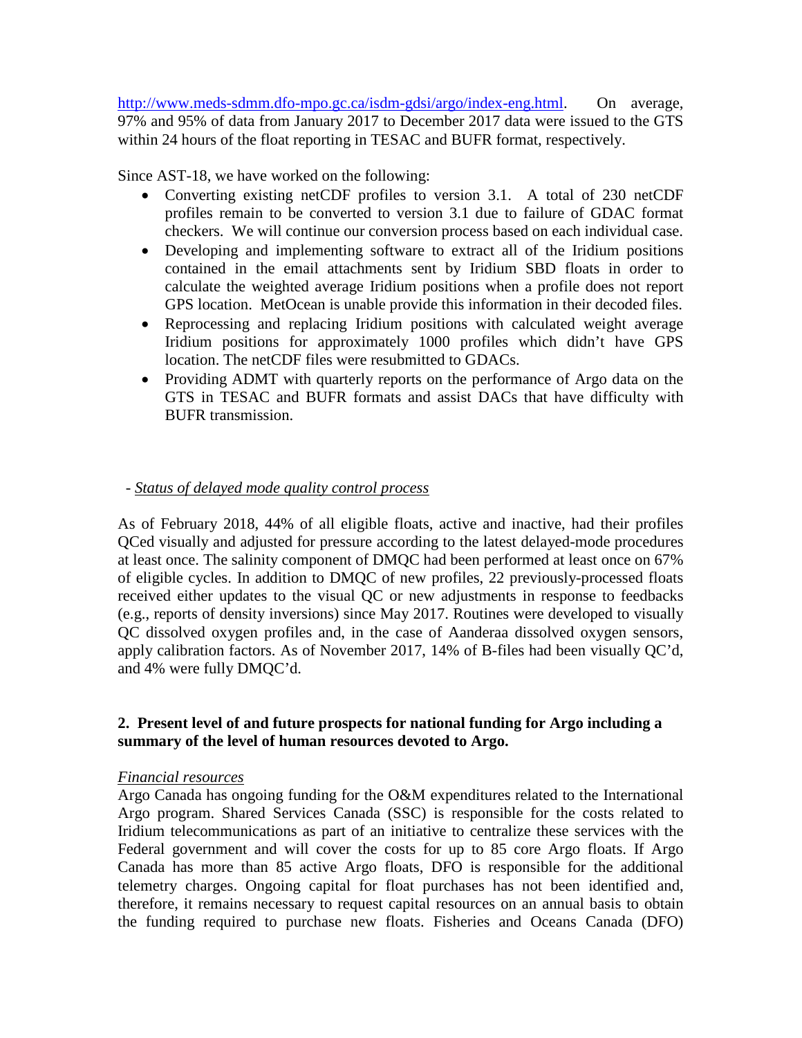http://www.meds-sdmm.dfo-mpo.gc.ca/isdm-gdsi/argo/index-eng.html. On average, 97% and 95% of data from January 2017 to December 2017 data were issued to the GTS within 24 hours of the float reporting in TESAC and BUFR format, respectively.

Since AST-18, we have worked on the following:

- Converting existing netCDF profiles to version 3.1. A total of 230 netCDF profiles remain to be converted to version 3.1 due to failure of GDAC format checkers. We will continue our conversion process based on each individual case.
- Developing and implementing software to extract all of the Iridium positions contained in the email attachments sent by Iridium SBD floats in order to calculate the weighted average Iridium positions when a profile does not report GPS location. MetOcean is unable provide this information in their decoded files.
- Reprocessing and replacing Iridium positions with calculated weight average Iridium positions for approximately 1000 profiles which didn't have GPS location. The netCDF files were resubmitted to GDACs.
- Providing ADMT with quarterly reports on the performance of Argo data on the GTS in TESAC and BUFR formats and assist DACs that have difficulty with BUFR transmission.

\- *Status of delayed mode quality control process*

As of February 2018, 44% of all eligible floats, active and inactive, had their profiles QCed visually and adjusted for pressure according to the latest delayed-mode procedures at least once. The salinity component of DMQC had been performed at least once on 67% of eligible cycles. In addition to DMQC of new profiles, 22 previously-processed floats received either updates to the visual QC or new adjustments in response to feedbacks (e.g., reports of density inversions) since May 2017. Routines were developed to visually QC dissolved oxygen profiles and, in the case of Aanderaa dissolved oxygen sensors, apply calibration factors. As of November 2017, 14% of B-files had been visually QC'd, and 4% were fully DMQC'd.

## 2. Present level of and future prospects for national funding for Argo including a summary of the level of human resources devoted to Argo.

*Financial resources*

Argo Canada has ongoing funding for the O&M expenditures related to the International Argo program. Shared Services Canada (SSC) is responsible for the costs related to Iridium telecommunications as part of an initiative to centralize these services with the Federal government and will cover the costs for up to 85 core Argo floats. If Argo Canada has more than 85 active Argo floats, DFO is responsible for the additional telemetry charges. Ongoing capital for float purchases has not been identified and, therefore, it remains necessary to request capital resources on an annual basis to obtain the funding required to purchase new floats. Fisheries and Oceans Canada (DFO)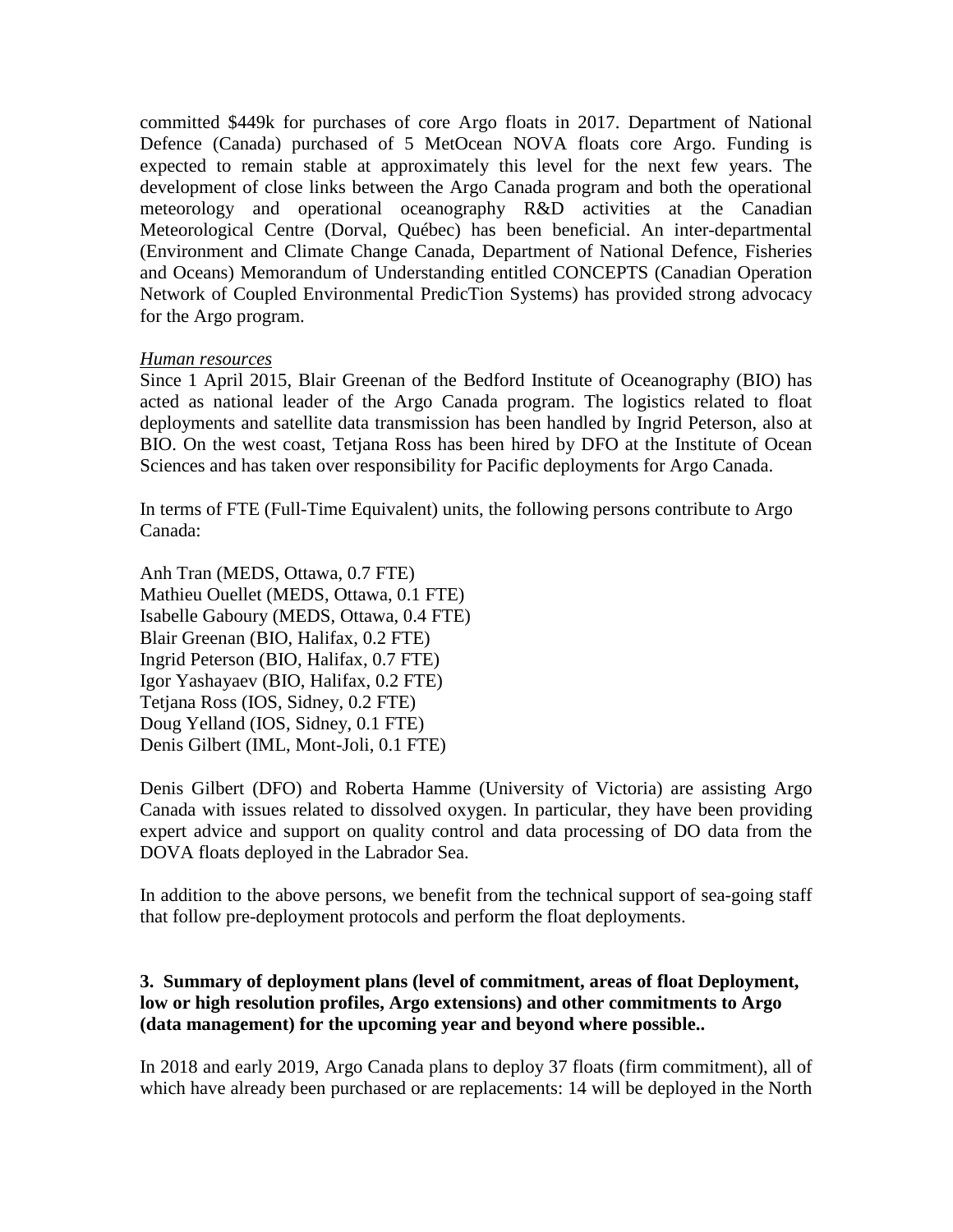committed $449k for purchases of core Argo floats in 2017. Department of National Defence (Canada) purchased of 5 MetOcean NOVA floats core Argo. Funding is expected to remain stable at approximately this level for the next few years. The development of close links between the Argo Canada program and both the operational meteorology and operational oceanography R&D activities at the Canadian Meteorological Centre (Dorval, Québec) has been beneficial. An inter-departmental (Environment and Climate Change Canada, Department of National Defence, Fisheries and Oceans) Memorandum of Understanding entitled CONCEPTS (Canadian Operation Network of Coupled Environmental PredicTion Systems) has provided strong advocacy for the Argo program.

*Human resources*

Since 1 April 2015, Blair Greenan of the Bedford Institute of Oceanography (BIO) has acted as national leader of the Argo Canada program. The logistics related to float deployments and satellite data transmission has been handled by Ingrid Peterson, also at BIO. On the west coast, Tetjana Ross has been hired by DFO at the Institute of Ocean Sciences and has taken over responsibility for Pacific deployments for Argo Canada.

In terms of FTE (Full-Time Equivalent) units, the following persons contribute to Argo Canada:

Anh Tran (MEDS, Ottawa, 0.7 FTE)
Mathieu Ouellet (MEDS, Ottawa, 0.1 FTE)
Isabelle Gaboury (MEDS, Ottawa, 0.4 FTE)
Blair Greenan (BIO, Halifax, 0.2 FTE)
Ingrid Peterson (BIO, Halifax, 0.7 FTE)
Igor Yashayaev (BIO, Halifax, 0.2 FTE)
Tetjana Ross (IOS, Sidney, 0.2 FTE)
Doug Yelland (IOS, Sidney, 0.1 FTE)
Denis Gilbert (IML, Mont-Joli, 0.1 FTE)

Denis Gilbert (DFO) and Roberta Hamme (University of Victoria) are assisting Argo Canada with issues related to dissolved oxygen. In particular, they have been providing expert advice and support on quality control and data processing of DO data from the DOVA floats deployed in the Labrador Sea.

In addition to the above persons, we benefit from the technical support of sea-going staff that follow pre-deployment protocols and perform the float deployments.

**3. Summary of deployment plans (level of commitment, areas of float Deployment, low or high resolution profiles, Argo extensions) and other commitments to Argo (data management) for the upcoming year and beyond where possible..**

In 2018 and early 2019, Argo Canada plans to deploy 37 floats (firm commitment), all of which have already been purchased or are replacements: 14 will be deployed in the North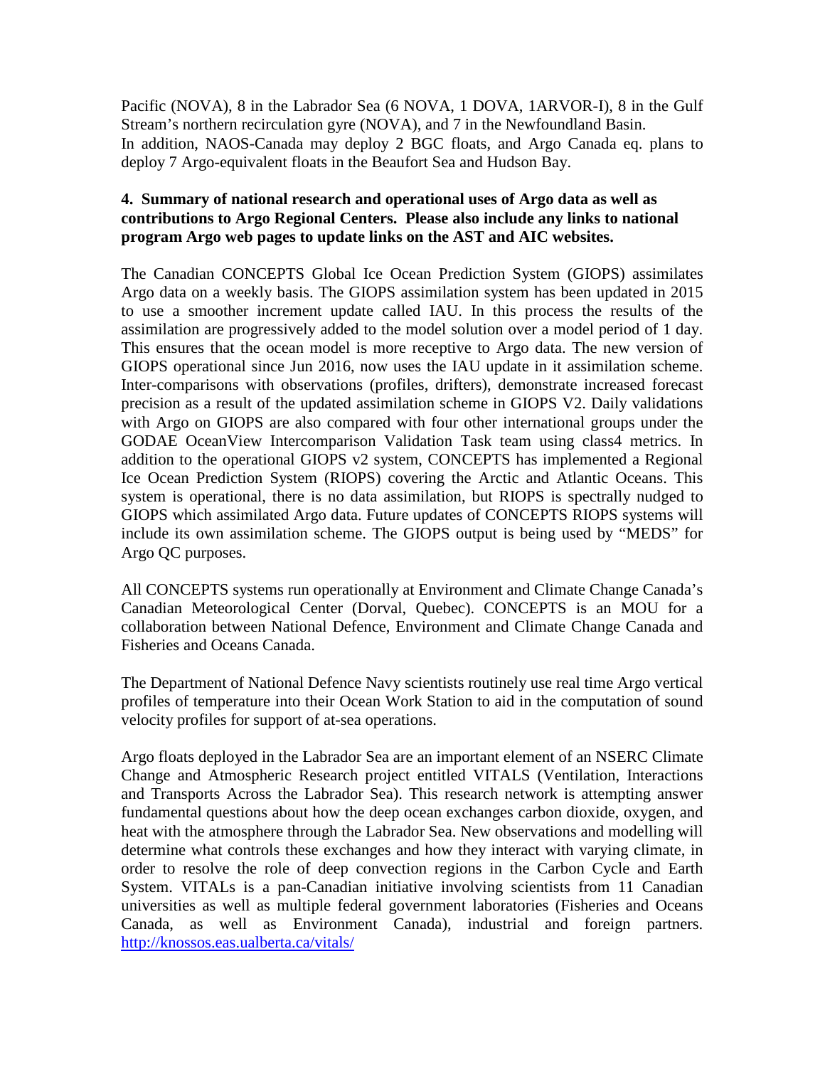Pacific (NOVA), 8 in the Labrador Sea (6 NOVA, 1 DOVA, 1ARVOR-I), 8 in the Gulf Stream's northern recirculation gyre (NOVA), and 7 in the Newfoundland Basin.
In addition, NAOS-Canada may deploy 2 BGC floats, and Argo Canada eq. plans to deploy 7 Argo-equivalent floats in the Beaufort Sea and Hudson Bay.

**4. Summary of national research and operational uses of Argo data as well as contributions to Argo Regional Centers. Please also include any links to national program Argo web pages to update links on the AST and AIC websites.**

The Canadian CONCEPTS Global Ice Ocean Prediction System (GIOPS) assimilates Argo data on a weekly basis. The GIOPS assimilation system has been updated in 2015 to use a smoother increment update called IAU. In this process the results of the assimilation are progressively added to the model solution over a model period of 1 day. This ensures that the ocean model is more receptive to Argo data. The new version of GIOPS operational since Jun 2016, now uses the IAU update in it assimilation scheme. Inter-comparisons with observations (profiles, drifters), demonstrate increased forecast precision as a result of the updated assimilation scheme in GIOPS V2. Daily validations with Argo on GIOPS are also compared with four other international groups under the GODAE OceanView Intercomparison Validation Task team using class4 metrics. In addition to the operational GIOPS v2 system, CONCEPTS has implemented a Regional Ice Ocean Prediction System (RIOPS) covering the Arctic and Atlantic Oceans. This system is operational, there is no data assimilation, but RIOPS is spectrally nudged to GIOPS which assimilated Argo data. Future updates of CONCEPTS RIOPS systems will include its own assimilation scheme. The GIOPS output is being used by "MEDS" for Argo QC purposes.

All CONCEPTS systems run operationally at Environment and Climate Change Canada's Canadian Meteorological Center (Dorval, Quebec). CONCEPTS is an MOU for a collaboration between National Defence, Environment and Climate Change Canada and Fisheries and Oceans Canada.

The Department of National Defence Navy scientists routinely use real time Argo vertical profiles of temperature into their Ocean Work Station to aid in the computation of sound velocity profiles for support of at-sea operations.

Argo floats deployed in the Labrador Sea are an important element of an NSERC Climate Change and Atmospheric Research project entitled VITALS (Ventilation, Interactions and Transports Across the Labrador Sea). This research network is attempting answer fundamental questions about how the deep ocean exchanges carbon dioxide, oxygen, and heat with the atmosphere through the Labrador Sea. New observations and modelling will determine what controls these exchanges and how they interact with varying climate, in order to resolve the role of deep convection regions in the Carbon Cycle and Earth System. VITALs is a pan-Canadian initiative involving scientists from 11 Canadian universities as well as multiple federal government laboratories (Fisheries and Oceans Canada, as well as Environment Canada), industrial and foreign partners. http://knossos.eas.ualberta.ca/vitals/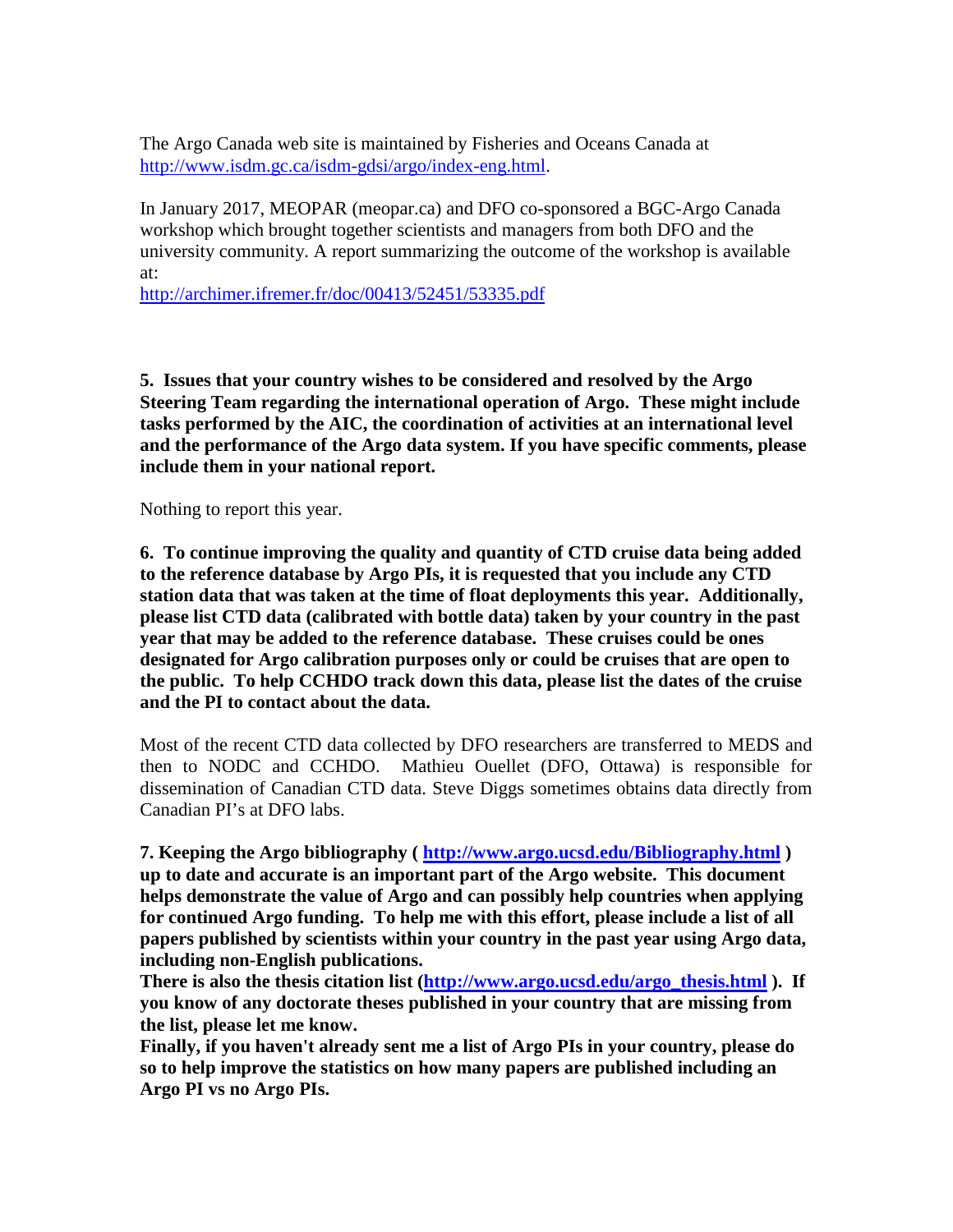The Argo Canada web site is maintained by Fisheries and Oceans Canada at [http://www.isdm.gc.ca/isdm-gdsi/argo/index-eng.html](http://www.isdm.gc.ca/isdm-gdsi/argo/index-eng.html).

In January 2017, MEOPAR (meopar.ca) and DFO co-sponsored a BGC-Argo Canada workshop which brought together scientists and managers from both DFO and the university community. A report summarizing the outcome of the workshop is available at:
[http://archimer.ifremer.fr/doc/00413/52451/53335.pdf](http://archimer.ifremer.fr/doc/00413/52451/53335.pdf)

**5. Issues that your country wishes to be considered and resolved by the Argo Steering Team regarding the international operation of Argo. These might include tasks performed by the AIC, the coordination of activities at an international level and the performance of the Argo data system. If you have specific comments, please include them in your national report.**

Nothing to report this year.

**6. To continue improving the quality and quantity of CTD cruise data being added to the reference database by Argo PIs, it is requested that you include any CTD station data that was taken at the time of float deployments this year. Additionally, please list CTD data (calibrated with bottle data) taken by your country in the past year that may be added to the reference database. These cruises could be ones designated for Argo calibration purposes only or could be cruises that are open to the public. To help CCHDO track down this data, please list the dates of the cruise and the PI to contact about the data.**

Most of the recent CTD data collected by DFO researchers are transferred to MEDS and then to NODC and CCHDO. Mathieu Ouellet (DFO, Ottawa) is responsible for dissemination of Canadian CTD data. Steve Diggs sometimes obtains data directly from Canadian PI's at DFO labs.

**7. Keeping the Argo bibliography ( [http://www.argo.ucsd.edu/Bibliography.html](http://www.argo.ucsd.edu/Bibliography.html) ) up to date and accurate is an important part of the Argo website. This document helps demonstrate the value of Argo and can possibly help countries when applying for continued Argo funding. To help me with this effort, please include a list of all papers published by scientists within your country in the past year using Argo data, including non-English publications.**
**There is also the thesis citation list ([http://www.argo.ucsd.edu/argo_thesis.html](http://www.argo.ucsd.edu/argo_thesis.html) ). If you know of any doctorate theses published in your country that are missing from the list, please let me know.**
**Finally, if you haven't already sent me a list of Argo PIs in your country, please do so to help improve the statistics on how many papers are published including an Argo PI vs no Argo PIs.**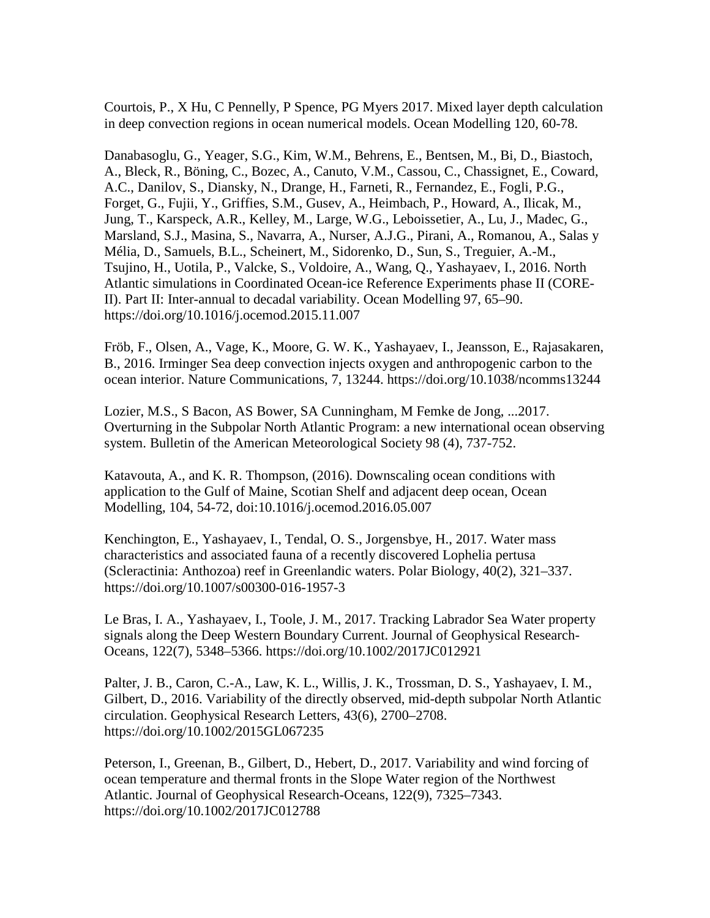Courtois, P., X Hu, C Pennelly, P Spence, PG Myers 2017. Mixed layer depth calculation in deep convection regions in ocean numerical models. Ocean Modelling 120, 60-78.

Danabasoglu, G., Yeager, S.G., Kim, W.M., Behrens, E., Bentsen, M., Bi, D., Biastoch, A., Bleck, R., Böning, C., Bozec, A., Canuto, V.M., Cassou, C., Chassignet, E., Coward, A.C., Danilov, S., Diansky, N., Drange, H., Farneti, R., Fernandez, E., Fogli, P.G., Forget, G., Fujii, Y., Griffies, S.M., Gusev, A., Heimbach, P., Howard, A., Ilicak, M., Jung, T., Karspeck, A.R., Kelley, M., Large, W.G., Leboissetier, A., Lu, J., Madec, G., Marsland, S.J., Masina, S., Navarra, A., Nurser, A.J.G., Pirani, A., Romanou, A., Salas y Mélia, D., Samuels, B.L., Scheinert, M., Sidorenko, D., Sun, S., Treguier, A.-M., Tsujino, H., Uotila, P., Valcke, S., Voldoire, A., Wang, Q., Yashayaev, I., 2016. North Atlantic simulations in Coordinated Ocean-ice Reference Experiments phase II (CORE-II). Part II: Inter-annual to decadal variability. Ocean Modelling 97, 65–90. https://doi.org/10.1016/j.ocemod.2015.11.007

Fröb, F., Olsen, A., Vage, K., Moore, G. W. K., Yashayaev, I., Jeansson, E., Rajasakaren, B., 2016. Irminger Sea deep convection injects oxygen and anthropogenic carbon to the ocean interior. Nature Communications, 7, 13244. https://doi.org/10.1038/ncomms13244

Lozier, M.S., S Bacon, AS Bower, SA Cunningham, M Femke de Jong, ...2017. Overturning in the Subpolar North Atlantic Program: a new international ocean observing system. Bulletin of the American Meteorological Society 98 (4), 737-752.

Katavouta, A., and K. R. Thompson, (2016). Downscaling ocean conditions with application to the Gulf of Maine, Scotian Shelf and adjacent deep ocean, Ocean Modelling, 104, 54-72, doi:10.1016/j.ocemod.2016.05.007

Kenchington, E., Yashayaev, I., Tendal, O. S., Jorgensbye, H., 2017. Water mass characteristics and associated fauna of a recently discovered Lophelia pertusa (Scleractinia: Anthozoa) reef in Greenlandic waters. Polar Biology, 40(2), 321–337. https://doi.org/10.1007/s00300-016-1957-3

Le Bras, I. A., Yashayaev, I., Toole, J. M., 2017. Tracking Labrador Sea Water property signals along the Deep Western Boundary Current. Journal of Geophysical Research-Oceans, 122(7), 5348–5366. https://doi.org/10.1002/2017JC012921

Palter, J. B., Caron, C.-A., Law, K. L., Willis, J. K., Trossman, D. S., Yashayaev, I. M., Gilbert, D., 2016. Variability of the directly observed, mid-depth subpolar North Atlantic circulation. Geophysical Research Letters, 43(6), 2700–2708. https://doi.org/10.1002/2015GL067235

Peterson, I., Greenan, B., Gilbert, D., Hebert, D., 2017. Variability and wind forcing of ocean temperature and thermal fronts in the Slope Water region of the Northwest Atlantic. Journal of Geophysical Research-Oceans, 122(9), 7325–7343. https://doi.org/10.1002/2017JC012788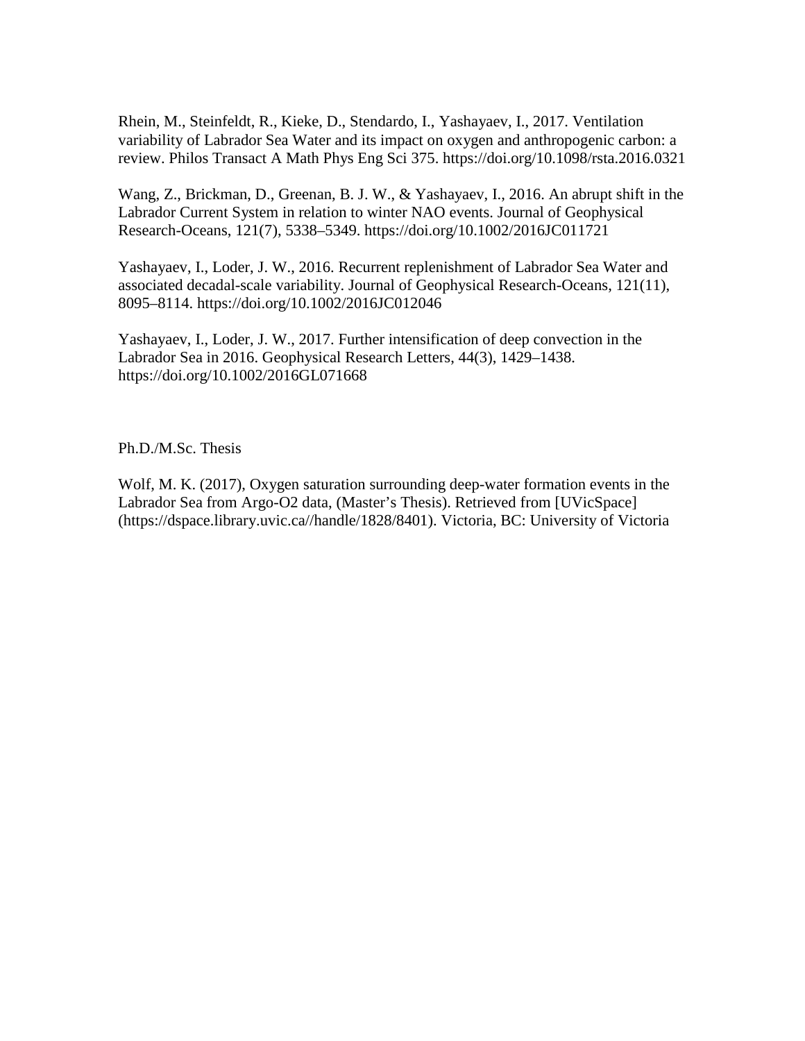Rhein, M., Steinfeldt, R., Kieke, D., Stendardo, I., Yashayaev, I., 2017. Ventilation variability of Labrador Sea Water and its impact on oxygen and anthropogenic carbon: a review. Philos Transact A Math Phys Eng Sci 375. https://doi.org/10.1098/rsta.2016.0321

Wang, Z., Brickman, D., Greenan, B. J. W., & Yashayaev, I., 2016. An abrupt shift in the Labrador Current System in relation to winter NAO events. Journal of Geophysical Research-Oceans, 121(7), 5338–5349. https://doi.org/10.1002/2016JC011721

Yashayaev, I., Loder, J. W., 2016. Recurrent replenishment of Labrador Sea Water and associated decadal-scale variability. Journal of Geophysical Research-Oceans, 121(11), 8095–8114. https://doi.org/10.1002/2016JC012046

Yashayaev, I., Loder, J. W., 2017. Further intensification of deep convection in the Labrador Sea in 2016. Geophysical Research Letters, 44(3), 1429–1438. https://doi.org/10.1002/2016GL071668

Ph.D./M.Sc. Thesis

Wolf, M. K. (2017), Oxygen saturation surrounding deep-water formation events in the Labrador Sea from Argo-O2 data, (Master's Thesis). Retrieved from [UVicSpace] (https://dspace.library.uvic.ca//handle/1828/8401). Victoria, BC: University of Victoria